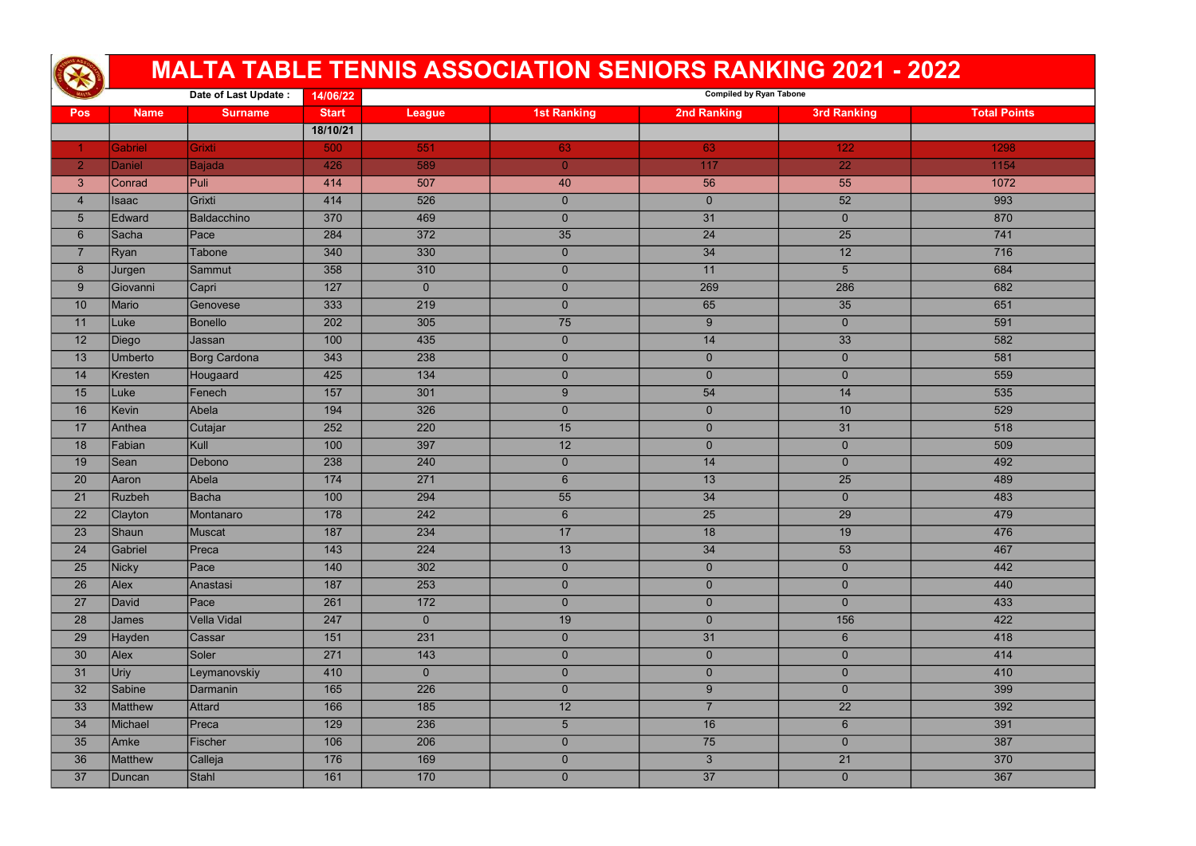# MALTA TABLE TENNIS ASSOCIATION SENIORS RANKING 2021 - 2022

Date of Last Update : **14/06/22**

Compiled by Ryan Tabone

| Pos | Name | Surname | Start | League | 1st Ranking | 2nd Ranking | 3rd Ranking | Total Points |
|---|---|---|---|---|---|---|---|---|
| | | | 18/10/21 | | | | | |
| 1 | Gabriel | Grixti | 500 | 551 | 63 | 63 | 122 | 1298 |
| 2 | Daniel | Bajada | 426 | 589 | 0 | 117 | 22 | 1154 |
| 3 | Conrad | Puli | 414 | 507 | 40 | 56 | 55 | 1072 |
| 4 | Isaac | Grixti | 414 | 526 | 0 | 0 | 52 | 993 |
| 5 | Edward | Baldacchino | 370 | 469 | 0 | 31 | 0 | 870 |
| 6 | Sacha | Pace | 284 | 372 | 35 | 24 | 25 | 741 |
| 7 | Ryan | Tabone | 340 | 330 | 0 | 34 | 12 | 716 |
| 8 | Jurgen | Sammut | 358 | 310 | 0 | 11 | 5 | 684 |
| 9 | Giovanni | Capri | 127 | 0 | 0 | 269 | 286 | 682 |
| 10 | Mario | Genovese | 333 | 219 | 0 | 65 | 35 | 651 |
| 11 | Luke | Bonello | 202 | 305 | 75 | 9 | 0 | 591 |
| 12 | Diego | Jassan | 100 | 435 | 0 | 14 | 33 | 582 |
| 13 | Umberto | Borg Cardona | 343 | 238 | 0 | 0 | 0 | 581 |
| 14 | Kresten | Hougaard | 425 | 134 | 0 | 0 | 0 | 559 |
| 15 | Luke | Fenech | 157 | 301 | 9 | 54 | 14 | 535 |
| 16 | Kevin | Abela | 194 | 326 | 0 | 0 | 10 | 529 |
| 17 | Anthea | Cutajar | 252 | 220 | 15 | 0 | 31 | 518 |
| 18 | Fabian | Kull | 100 | 397 | 12 | 0 | 0 | 509 |
| 19 | Sean | Debono | 238 | 240 | 0 | 14 | 0 | 492 |
| 20 | Aaron | Abela | 174 | 271 | 6 | 13 | 25 | 489 |
| 21 | Ruzbeh | Bacha | 100 | 294 | 55 | 34 | 0 | 483 |
| 22 | Clayton | Montanaro | 178 | 242 | 6 | 25 | 29 | 479 |
| 23 | Shaun | Muscat | 187 | 234 | 17 | 18 | 19 | 476 |
| 24 | Gabriel | Preca | 143 | 224 | 13 | 34 | 53 | 467 |
| 25 | Nicky | Pace | 140 | 302 | 0 | 0 | 0 | 442 |
| 26 | Alex | Anastasi | 187 | 253 | 0 | 0 | 0 | 440 |
| 27 | David | Pace | 261 | 172 | 0 | 0 | 0 | 433 |
| 28 | James | Vella Vidal | 247 | 0 | 19 | 0 | 156 | 422 |
| 29 | Hayden | Cassar | 151 | 231 | 0 | 31 | 6 | 418 |
| 30 | Alex | Soler | 271 | 143 | 0 | 0 | 0 | 414 |
| 31 | Uriy | Leymanovskiy | 410 | 0 | 0 | 0 | 0 | 410 |
| 32 | Sabine | Darmanin | 165 | 226 | 0 | 9 | 0 | 399 |
| 33 | Matthew | Attard | 166 | 185 | 12 | 7 | 22 | 392 |
| 34 | Michael | Preca | 129 | 236 | 5 | 16 | 6 | 391 |
| 35 | Amke | Fischer | 106 | 206 | 0 | 75 | 0 | 387 |
| 36 | Matthew | Calleja | 176 | 169 | 0 | 3 | 21 | 370 |
| 37 | Duncan | Stahl | 161 | 170 | 0 | 37 | 0 | 367 |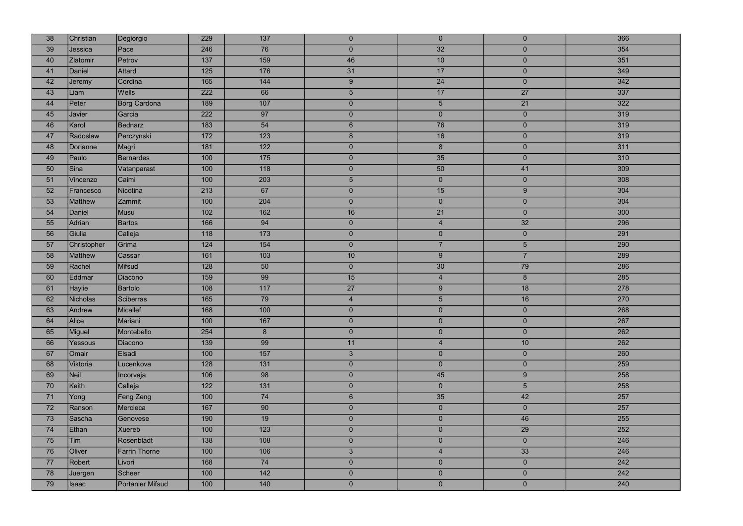| 38 | Christian | Degiorgio | 229 | 137 | 0 | 0 | 0 | 366 |
|---|---|---|---|---|---|---|---|---|
| 39 | Jessica | Pace | 246 | 76 | 0 | 32 | 0 | 354 |
| 40 | Zlatomir | Petrov | 137 | 159 | 46 | 10 | 0 | 351 |
| 41 | Daniel | Attard | 125 | 176 | 31 | 17 | 0 | 349 |
| 42 | Jeremy | Cordina | 165 | 144 | 9 | 24 | 0 | 342 |
| 43 | Liam | Wells | 222 | 66 | 5 | 17 | 27 | 337 |
| 44 | Peter | Borg Cardona | 189 | 107 | 0 | 5 | 21 | 322 |
| 45 | Javier | Garcia | 222 | 97 | 0 | 0 | 0 | 319 |
| 46 | Karol | Bednarz | 183 | 54 | 6 | 76 | 0 | 319 |
| 47 | Radoslaw | Perczynski | 172 | 123 | 8 | 16 | 0 | 319 |
| 48 | Dorianne | Magri | 181 | 122 | 0 | 8 | 0 | 311 |
| 49 | Paulo | Bernardes | 100 | 175 | 0 | 35 | 0 | 310 |
| 50 | Sina | Vatanparast | 100 | 118 | 0 | 50 | 41 | 309 |
| 51 | Vincenzo | Caimi | 100 | 203 | 5 | 0 | 0 | 308 |
| 52 | Francesco | Nicotina | 213 | 67 | 0 | 15 | 9 | 304 |
| 53 | Matthew | Zammit | 100 | 204 | 0 | 0 | 0 | 304 |
| 54 | Daniel | Musu | 102 | 162 | 16 | 21 | 0 | 300 |
| 55 | Adrian | Bartos | 166 | 94 | 0 | 4 | 32 | 296 |
| 56 | Giulia | Calleja | 118 | 173 | 0 | 0 | 0 | 291 |
| 57 | Christopher | Grima | 124 | 154 | 0 | 7 | 5 | 290 |
| 58 | Matthew | Cassar | 161 | 103 | 10 | 9 | 7 | 289 |
| 59 | Rachel | Mifsud | 128 | 50 | 0 | 30 | 79 | 286 |
| 60 | Eddmar | Diacono | 159 | 99 | 15 | 4 | 8 | 285 |
| 61 | Haylie | Bartolo | 108 | 117 | 27 | 9 | 18 | 278 |
| 62 | Nicholas | Sciberras | 165 | 79 | 4 | 5 | 16 | 270 |
| 63 | Andrew | Micallef | 168 | 100 | 0 | 0 | 0 | 268 |
| 64 | Alice | Mariani | 100 | 167 | 0 | 0 | 0 | 267 |
| 65 | Miguel | Montebello | 254 | 8 | 0 | 0 | 0 | 262 |
| 66 | Yessous | Diacono | 139 | 99 | 11 | 4 | 10 | 262 |
| 67 | Omair | Elsadi | 100 | 157 | 3 | 0 | 0 | 260 |
| 68 | Viktoria | Lucenkova | 128 | 131 | 0 | 0 | 0 | 259 |
| 69 | Neil | Incorvaja | 106 | 98 | 0 | 45 | 9 | 258 |
| 70 | Keith | Calleja | 122 | 131 | 0 | 0 | 5 | 258 |
| 71 | Yong | Feng Zeng | 100 | 74 | 6 | 35 | 42 | 257 |
| 72 | Ranson | Mercieca | 167 | 90 | 0 | 0 | 0 | 257 |
| 73 | Sascha | Genovese | 190 | 19 | 0 | 0 | 46 | 255 |
| 74 | Ethan | Xuereb | 100 | 123 | 0 | 0 | 29 | 252 |
| 75 | Tim | Rosenbladt | 138 | 108 | 0 | 0 | 0 | 246 |
| 76 | Oliver | Farrin Thorne | 100 | 106 | 3 | 4 | 33 | 246 |
| 77 | Robert | Livori | 168 | 74 | 0 | 0 | 0 | 242 |
| 78 | Juergen | Scheer | 100 | 142 | 0 | 0 | 0 | 242 |
| 79 | Isaac | Portanier Mifsud | 100 | 140 | 0 | 0 | 0 | 240 |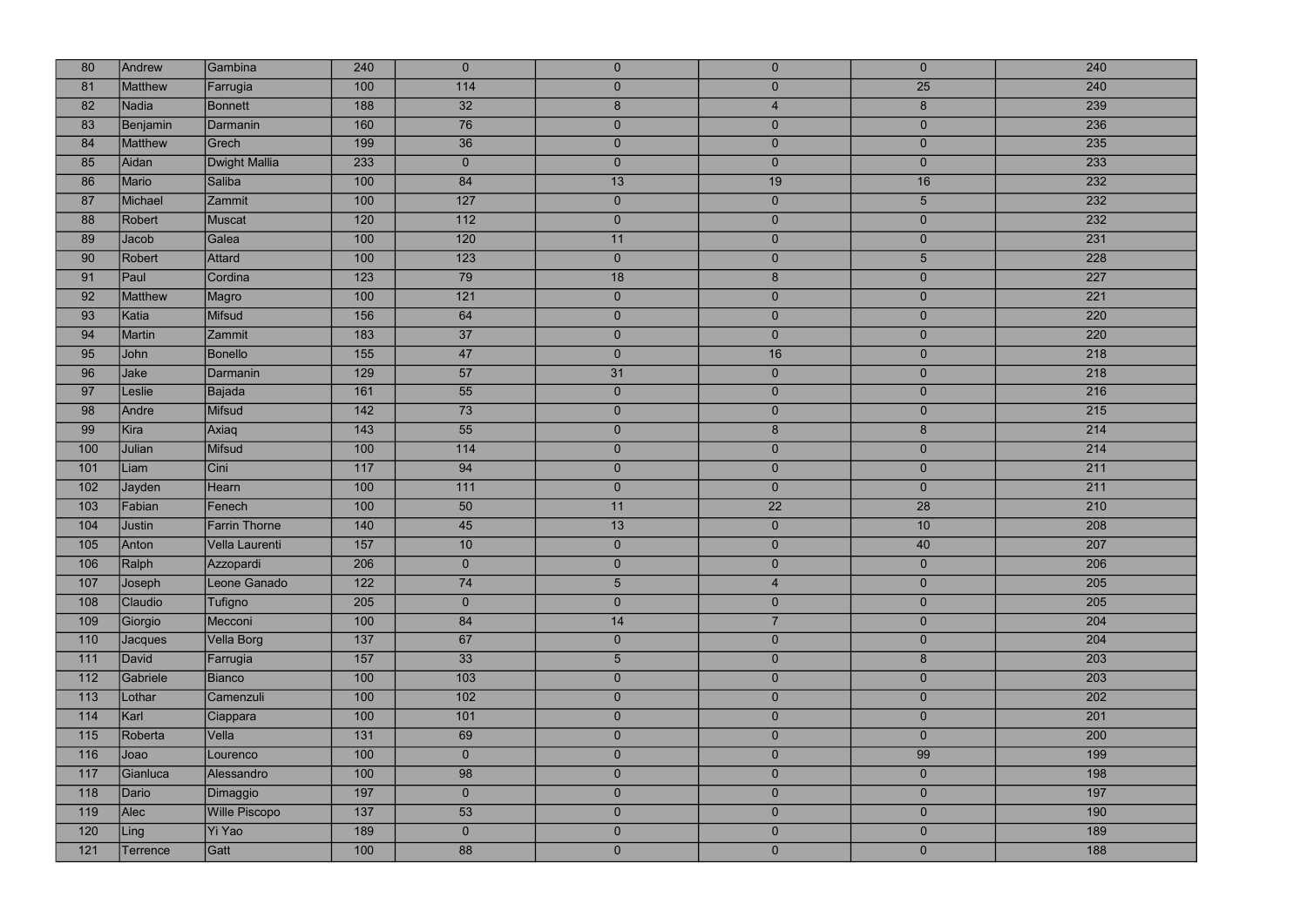|  |  |  |  |  |  |  |  |  |
|---|---|---|---|---|---|---|---|---|
| 80 | Andrew | Gambina | 240 | 0 | 0 | 0 | 0 | 240 |
| 81 | Matthew | Farrugia | 100 | 114 | 0 | 0 | 25 | 240 |
| 82 | Nadia | Bonnett | 188 | 32 | 8 | 4 | 8 | 239 |
| 83 | Benjamin | Darmanin | 160 | 76 | 0 | 0 | 0 | 236 |
| 84 | Matthew | Grech | 199 | 36 | 0 | 0 | 0 | 235 |
| 85 | Aidan | Dwight Mallia | 233 | 0 | 0 | 0 | 0 | 233 |
| 86 | Mario | Saliba | 100 | 84 | 13 | 19 | 16 | 232 |
| 87 | Michael | Zammit | 100 | 127 | 0 | 0 | 5 | 232 |
| 88 | Robert | Muscat | 120 | 112 | 0 | 0 | 0 | 232 |
| 89 | Jacob | Galea | 100 | 120 | 11 | 0 | 0 | 231 |
| 90 | Robert | Attard | 100 | 123 | 0 | 0 | 5 | 228 |
| 91 | Paul | Cordina | 123 | 79 | 18 | 8 | 0 | 227 |
| 92 | Matthew | Magro | 100 | 121 | 0 | 0 | 0 | 221 |
| 93 | Katia | Mifsud | 156 | 64 | 0 | 0 | 0 | 220 |
| 94 | Martin | Zammit | 183 | 37 | 0 | 0 | 0 | 220 |
| 95 | John | Bonello | 155 | 47 | 0 | 16 | 0 | 218 |
| 96 | Jake | Darmanin | 129 | 57 | 31 | 0 | 0 | 218 |
| 97 | Leslie | Bajada | 161 | 55 | 0 | 0 | 0 | 216 |
| 98 | Andre | Mifsud | 142 | 73 | 0 | 0 | 0 | 215 |
| 99 | Kira | Axiaq | 143 | 55 | 0 | 8 | 8 | 214 |
| 100 | Julian | Mifsud | 100 | 114 | 0 | 0 | 0 | 214 |
| 101 | Liam | Cini | 117 | 94 | 0 | 0 | 0 | 211 |
| 102 | Jayden | Hearn | 100 | 111 | 0 | 0 | 0 | 211 |
| 103 | Fabian | Fenech | 100 | 50 | 11 | 22 | 28 | 210 |
| 104 | Justin | Farrin Thorne | 140 | 45 | 13 | 0 | 10 | 208 |
| 105 | Anton | Vella Laurenti | 157 | 10 | 0 | 0 | 40 | 207 |
| 106 | Ralph | Azzopardi | 206 | 0 | 0 | 0 | 0 | 206 |
| 107 | Joseph | Leone Ganado | 122 | 74 | 5 | 4 | 0 | 205 |
| 108 | Claudio | Tufigno | 205 | 0 | 0 | 0 | 0 | 205 |
| 109 | Giorgio | Mecconi | 100 | 84 | 14 | 7 | 0 | 204 |
| 110 | Jacques | Vella Borg | 137 | 67 | 0 | 0 | 0 | 204 |
| 111 | David | Farrugia | 157 | 33 | 5 | 0 | 8 | 203 |
| 112 | Gabriele | Bianco | 100 | 103 | 0 | 0 | 0 | 203 |
| 113 | Lothar | Camenzuli | 100 | 102 | 0 | 0 | 0 | 202 |
| 114 | Karl | Ciappara | 100 | 101 | 0 | 0 | 0 | 201 |
| 115 | Roberta | Vella | 131 | 69 | 0 | 0 | 0 | 200 |
| 116 | Joao | Lourenco | 100 | 0 | 0 | 0 | 99 | 199 |
| 117 | Gianluca | Alessandro | 100 | 98 | 0 | 0 | 0 | 198 |
| 118 | Dario | Dimaggio | 197 | 0 | 0 | 0 | 0 | 197 |
| 119 | Alec | Wille Piscopo | 137 | 53 | 0 | 0 | 0 | 190 |
| 120 | Ling | Yi Yao | 189 | 0 | 0 | 0 | 0 | 189 |
| 121 | Terrence | Gatt | 100 | 88 | 0 | 0 | 0 | 188 |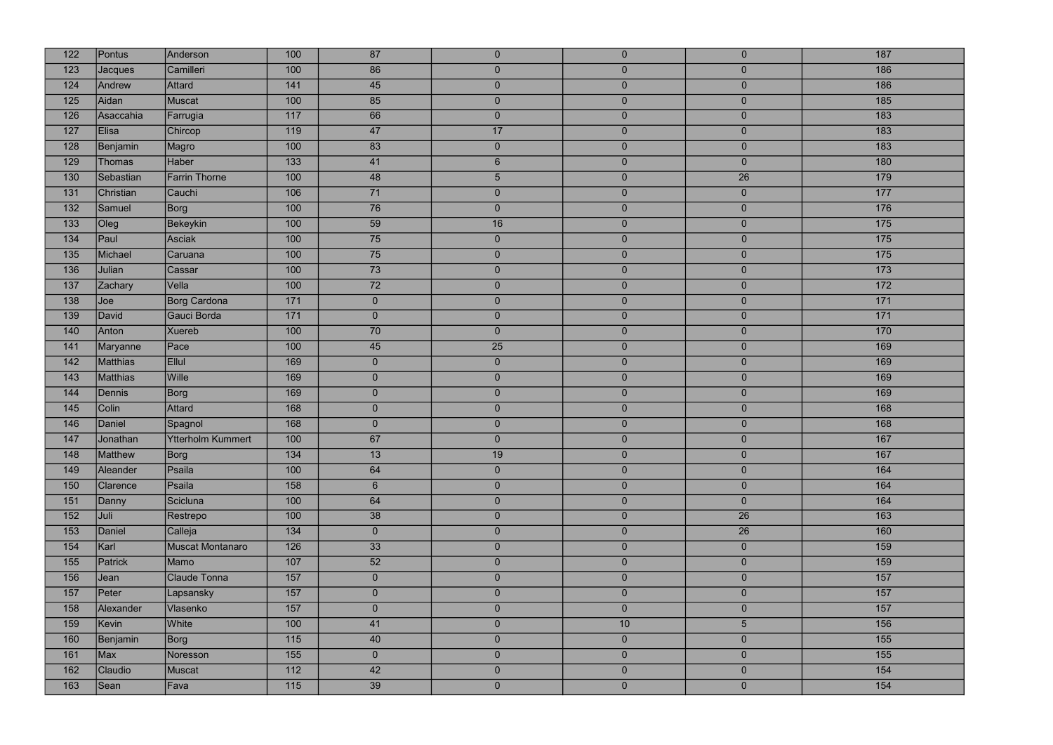| 122 | Pontus | Anderson | 100 | 87 | 0 | 0 | 0 | 187 |
|---|---|---|---|---|---|---|---|---|
| 123 | Jacques | Camilleri | 100 | 86 | 0 | 0 | 0 | 186 |
| 124 | Andrew | Attard | 141 | 45 | 0 | 0 | 0 | 186 |
| 125 | Aidan | Muscat | 100 | 85 | 0 | 0 | 0 | 185 |
| 126 | Asaccahia | Farrugia | 117 | 66 | 0 | 0 | 0 | 183 |
| 127 | Elisa | Chircop | 119 | 47 | 17 | 0 | 0 | 183 |
| 128 | Benjamin | Magro | 100 | 83 | 0 | 0 | 0 | 183 |
| 129 | Thomas | Haber | 133 | 41 | 6 | 0 | 0 | 180 |
| 130 | Sebastian | Farrin Thorne | 100 | 48 | 5 | 0 | 26 | 179 |
| 131 | Christian | Cauchi | 106 | 71 | 0 | 0 | 0 | 177 |
| 132 | Samuel | Borg | 100 | 76 | 0 | 0 | 0 | 176 |
| 133 | Oleg | Bekeykin | 100 | 59 | 16 | 0 | 0 | 175 |
| 134 | Paul | Asciak | 100 | 75 | 0 | 0 | 0 | 175 |
| 135 | Michael | Caruana | 100 | 75 | 0 | 0 | 0 | 175 |
| 136 | Julian | Cassar | 100 | 73 | 0 | 0 | 0 | 173 |
| 137 | Zachary | Vella | 100 | 72 | 0 | 0 | 0 | 172 |
| 138 | Joe | Borg Cardona | 171 | 0 | 0 | 0 | 0 | 171 |
| 139 | David | Gauci Borda | 171 | 0 | 0 | 0 | 0 | 171 |
| 140 | Anton | Xuereb | 100 | 70 | 0 | 0 | 0 | 170 |
| 141 | Maryanne | Pace | 100 | 45 | 25 | 0 | 0 | 169 |
| 142 | Matthias | Ellul | 169 | 0 | 0 | 0 | 0 | 169 |
| 143 | Matthias | Wille | 169 | 0 | 0 | 0 | 0 | 169 |
| 144 | Dennis | Borg | 169 | 0 | 0 | 0 | 0 | 169 |
| 145 | Colin | Attard | 168 | 0 | 0 | 0 | 0 | 168 |
| 146 | Daniel | Spagnol | 168 | 0 | 0 | 0 | 0 | 168 |
| 147 | Jonathan | Ytterholm Kummert | 100 | 67 | 0 | 0 | 0 | 167 |
| 148 | Matthew | Borg | 134 | 13 | 19 | 0 | 0 | 167 |
| 149 | Aleander | Psaila | 100 | 64 | 0 | 0 | 0 | 164 |
| 150 | Clarence | Psaila | 158 | 6 | 0 | 0 | 0 | 164 |
| 151 | Danny | Scicluna | 100 | 64 | 0 | 0 | 0 | 164 |
| 152 | Juli | Restrepo | 100 | 38 | 0 | 0 | 26 | 163 |
| 153 | Daniel | Calleja | 134 | 0 | 0 | 0 | 26 | 160 |
| 154 | Karl | Muscat Montanaro | 126 | 33 | 0 | 0 | 0 | 159 |
| 155 | Patrick | Mamo | 107 | 52 | 0 | 0 | 0 | 159 |
| 156 | Jean | Claude Tonna | 157 | 0 | 0 | 0 | 0 | 157 |
| 157 | Peter | Lapsansky | 157 | 0 | 0 | 0 | 0 | 157 |
| 158 | Alexander | Vlasenko | 157 | 0 | 0 | 0 | 0 | 157 |
| 159 | Kevin | White | 100 | 41 | 0 | 10 | 5 | 156 |
| 160 | Benjamin | Borg | 115 | 40 | 0 | 0 | 0 | 155 |
| 161 | Max | Noresson | 155 | 0 | 0 | 0 | 0 | 155 |
| 162 | Claudio | Muscat | 112 | 42 | 0 | 0 | 0 | 154 |
| 163 | Sean | Fava | 115 | 39 | 0 | 0 | 0 | 154 |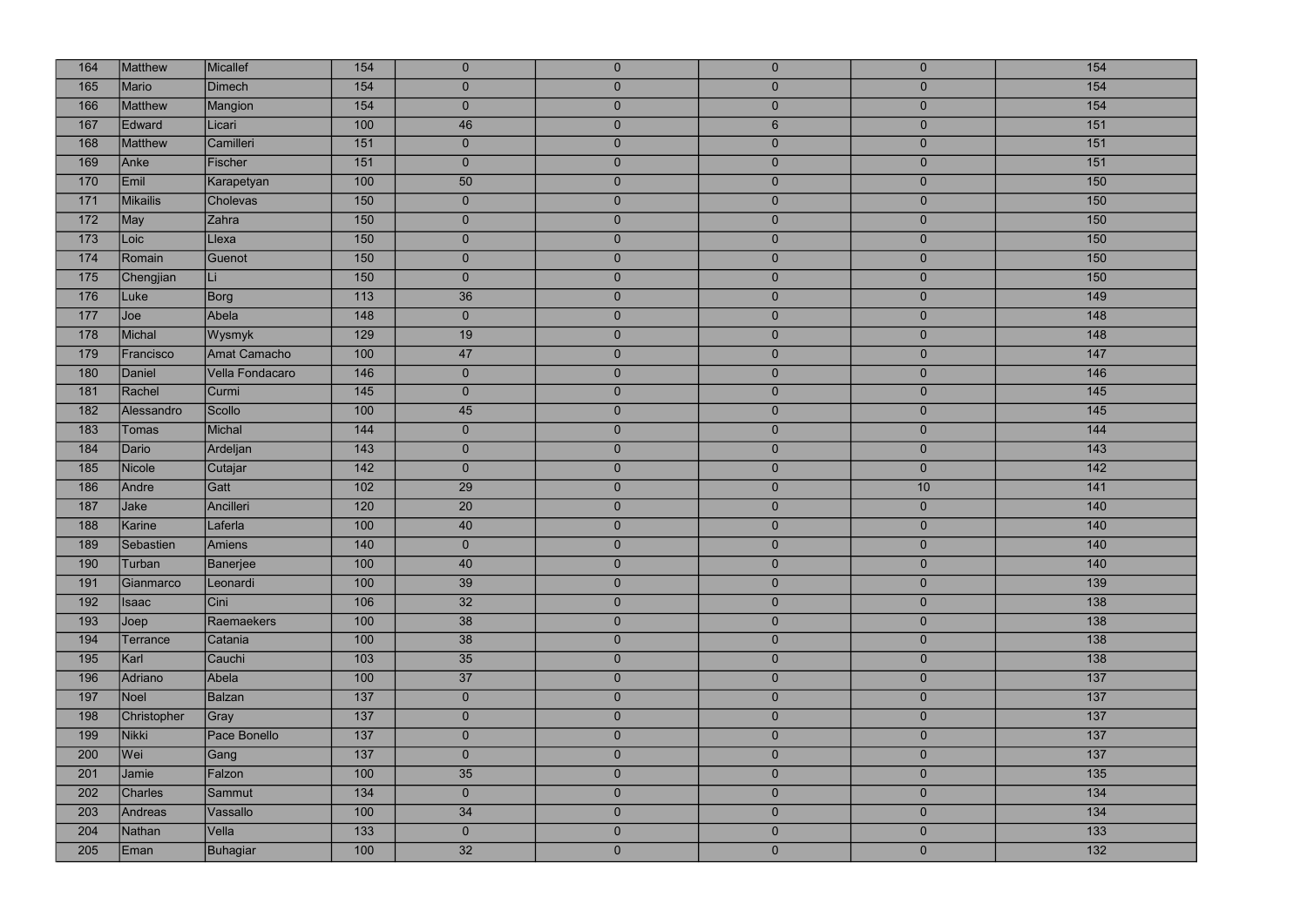|  |  |  |  |  |  |  |  |  |
|---|---|---|---|---|---|---|---|---|
| 164 | Matthew | Micallef | 154 | 0 | 0 | 0 | 0 | 154 |
| 165 | Mario | Dimech | 154 | 0 | 0 | 0 | 0 | 154 |
| 166 | Matthew | Mangion | 154 | 0 | 0 | 0 | 0 | 154 |
| 167 | Edward | Licari | 100 | 46 | 0 | 6 | 0 | 151 |
| 168 | Matthew | Camilleri | 151 | 0 | 0 | 0 | 0 | 151 |
| 169 | Anke | Fischer | 151 | 0 | 0 | 0 | 0 | 151 |
| 170 | Emil | Karapetyan | 100 | 50 | 0 | 0 | 0 | 150 |
| 171 | Mikailis | Cholevas | 150 | 0 | 0 | 0 | 0 | 150 |
| 172 | May | Zahra | 150 | 0 | 0 | 0 | 0 | 150 |
| 173 | Loic | Llexa | 150 | 0 | 0 | 0 | 0 | 150 |
| 174 | Romain | Guenot | 150 | 0 | 0 | 0 | 0 | 150 |
| 175 | Chengjian | Li | 150 | 0 | 0 | 0 | 0 | 150 |
| 176 | Luke | Borg | 113 | 36 | 0 | 0 | 0 | 149 |
| 177 | Joe | Abela | 148 | 0 | 0 | 0 | 0 | 148 |
| 178 | Michal | Wysmyk | 129 | 19 | 0 | 0 | 0 | 148 |
| 179 | Francisco | Amat Camacho | 100 | 47 | 0 | 0 | 0 | 147 |
| 180 | Daniel | Vella Fondacaro | 146 | 0 | 0 | 0 | 0 | 146 |
| 181 | Rachel | Curmi | 145 | 0 | 0 | 0 | 0 | 145 |
| 182 | Alessandro | Scollo | 100 | 45 | 0 | 0 | 0 | 145 |
| 183 | Tomas | Michal | 144 | 0 | 0 | 0 | 0 | 144 |
| 184 | Dario | Ardeljan | 143 | 0 | 0 | 0 | 0 | 143 |
| 185 | Nicole | Cutajar | 142 | 0 | 0 | 0 | 0 | 142 |
| 186 | Andre | Gatt | 102 | 29 | 0 | 0 | 10 | 141 |
| 187 | Jake | Ancilleri | 120 | 20 | 0 | 0 | 0 | 140 |
| 188 | Karine | Laferla | 100 | 40 | 0 | 0 | 0 | 140 |
| 189 | Sebastien | Amiens | 140 | 0 | 0 | 0 | 0 | 140 |
| 190 | Turban | Banerjee | 100 | 40 | 0 | 0 | 0 | 140 |
| 191 | Gianmarco | Leonardi | 100 | 39 | 0 | 0 | 0 | 139 |
| 192 | Isaac | Cini | 106 | 32 | 0 | 0 | 0 | 138 |
| 193 | Joep | Raemaekers | 100 | 38 | 0 | 0 | 0 | 138 |
| 194 | Terrance | Catania | 100 | 38 | 0 | 0 | 0 | 138 |
| 195 | Karl | Cauchi | 103 | 35 | 0 | 0 | 0 | 138 |
| 196 | Adriano | Abela | 100 | 37 | 0 | 0 | 0 | 137 |
| 197 | Noel | Balzan | 137 | 0 | 0 | 0 | 0 | 137 |
| 198 | Christopher | Gray | 137 | 0 | 0 | 0 | 0 | 137 |
| 199 | Nikki | Pace Bonello | 137 | 0 | 0 | 0 | 0 | 137 |
| 200 | Wei | Gang | 137 | 0 | 0 | 0 | 0 | 137 |
| 201 | Jamie | Falzon | 100 | 35 | 0 | 0 | 0 | 135 |
| 202 | Charles | Sammut | 134 | 0 | 0 | 0 | 0 | 134 |
| 203 | Andreas | Vassallo | 100 | 34 | 0 | 0 | 0 | 134 |
| 204 | Nathan | Vella | 133 | 0 | 0 | 0 | 0 | 133 |
| 205 | Eman | Buhagiar | 100 | 32 | 0 | 0 | 0 | 132 |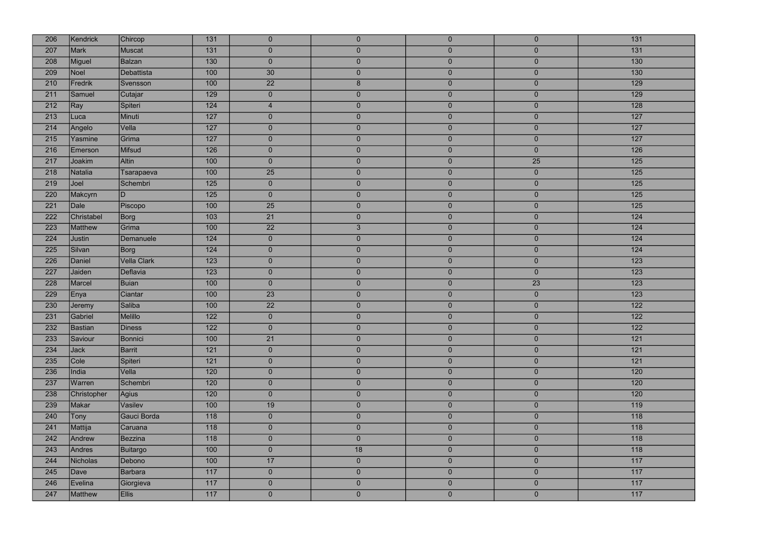| | | | | | | | | |
|---|---|---|---|---|---|---|---|---|
| 206 | Kendrick | Chircop | 131 | 0 | 0 | 0 | 0 | 131 |
| 207 | Mark | Muscat | 131 | 0 | 0 | 0 | 0 | 131 |
| 208 | Miguel | Balzan | 130 | 0 | 0 | 0 | 0 | 130 |
| 209 | Noel | Debattista | 100 | 30 | 0 | 0 | 0 | 130 |
| 210 | Fredrik | Svensson | 100 | 22 | 8 | 0 | 0 | 129 |
| 211 | Samuel | Cutajar | 129 | 0 | 0 | 0 | 0 | 129 |
| 212 | Ray | Spiteri | 124 | 4 | 0 | 0 | 0 | 128 |
| 213 | Luca | Minuti | 127 | 0 | 0 | 0 | 0 | 127 |
| 214 | Angelo | Vella | 127 | 0 | 0 | 0 | 0 | 127 |
| 215 | Yasmine | Grima | 127 | 0 | 0 | 0 | 0 | 127 |
| 216 | Emerson | Mifsud | 126 | 0 | 0 | 0 | 0 | 126 |
| 217 | Joakim | Altin | 100 | 0 | 0 | 0 | 25 | 125 |
| 218 | Natalia | Tsarapaeva | 100 | 25 | 0 | 0 | 0 | 125 |
| 219 | Joel | Schembri | 125 | 0 | 0 | 0 | 0 | 125 |
| 220 | Makcyrn | D | 125 | 0 | 0 | 0 | 0 | 125 |
| 221 | Dale | Piscopo | 100 | 25 | 0 | 0 | 0 | 125 |
| 222 | Christabel | Borg | 103 | 21 | 0 | 0 | 0 | 124 |
| 223 | Matthew | Grima | 100 | 22 | 3 | 0 | 0 | 124 |
| 224 | Justin | Demanuele | 124 | 0 | 0 | 0 | 0 | 124 |
| 225 | Silvan | Borg | 124 | 0 | 0 | 0 | 0 | 124 |
| 226 | Daniel | Vella Clark | 123 | 0 | 0 | 0 | 0 | 123 |
| 227 | Jaiden | Deflavia | 123 | 0 | 0 | 0 | 0 | 123 |
| 228 | Marcel | Buian | 100 | 0 | 0 | 0 | 23 | 123 |
| 229 | Enya | Ciantar | 100 | 23 | 0 | 0 | 0 | 123 |
| 230 | Jeremy | Saliba | 100 | 22 | 0 | 0 | 0 | 122 |
| 231 | Gabriel | Melillo | 122 | 0 | 0 | 0 | 0 | 122 |
| 232 | Bastian | Diness | 122 | 0 | 0 | 0 | 0 | 122 |
| 233 | Saviour | Bonnici | 100 | 21 | 0 | 0 | 0 | 121 |
| 234 | Jack | Barrit | 121 | 0 | 0 | 0 | 0 | 121 |
| 235 | Cole | Spiteri | 121 | 0 | 0 | 0 | 0 | 121 |
| 236 | India | Vella | 120 | 0 | 0 | 0 | 0 | 120 |
| 237 | Warren | Schembri | 120 | 0 | 0 | 0 | 0 | 120 |
| 238 | Christopher | Agius | 120 | 0 | 0 | 0 | 0 | 120 |
| 239 | Makar | Vasilev | 100 | 19 | 0 | 0 | 0 | 119 |
| 240 | Tony | Gauci Borda | 118 | 0 | 0 | 0 | 0 | 118 |
| 241 | Mattija | Caruana | 118 | 0 | 0 | 0 | 0 | 118 |
| 242 | Andrew | Bezzina | 118 | 0 | 0 | 0 | 0 | 118 |
| 243 | Andres | Buitargo | 100 | 0 | 18 | 0 | 0 | 118 |
| 244 | Nicholas | Debono | 100 | 17 | 0 | 0 | 0 | 117 |
| 245 | Dave | Barbara | 117 | 0 | 0 | 0 | 0 | 117 |
| 246 | Evelina | Giorgieva | 117 | 0 | 0 | 0 | 0 | 117 |
| 247 | Matthew | Ellis | 117 | 0 | 0 | 0 | 0 | 117 |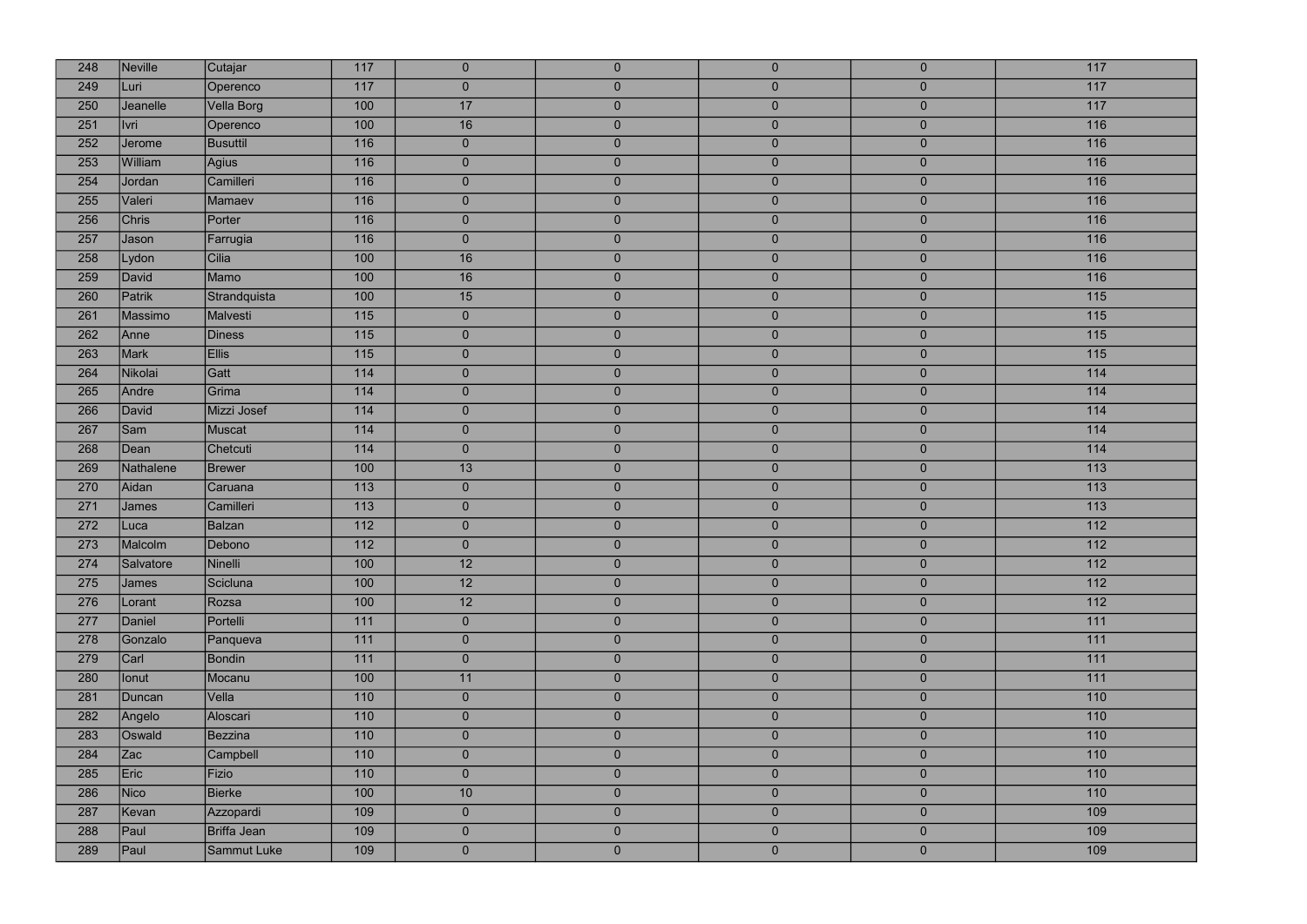| | | | | | | | | |
|---|---|---|---|---|---|---|---|---|
| 248 | Neville | Cutajar | 117 | 0 | 0 | 0 | 0 | 117 |
| 249 | Luri | Operenco | 117 | 0 | 0 | 0 | 0 | 117 |
| 250 | Jeanelle | Vella Borg | 100 | 17 | 0 | 0 | 0 | 117 |
| 251 | Ivri | Operenco | 100 | 16 | 0 | 0 | 0 | 116 |
| 252 | Jerome | Busuttil | 116 | 0 | 0 | 0 | 0 | 116 |
| 253 | William | Agius | 116 | 0 | 0 | 0 | 0 | 116 |
| 254 | Jordan | Camilleri | 116 | 0 | 0 | 0 | 0 | 116 |
| 255 | Valeri | Mamaev | 116 | 0 | 0 | 0 | 0 | 116 |
| 256 | Chris | Porter | 116 | 0 | 0 | 0 | 0 | 116 |
| 257 | Jason | Farrugia | 116 | 0 | 0 | 0 | 0 | 116 |
| 258 | Lydon | Cilia | 100 | 16 | 0 | 0 | 0 | 116 |
| 259 | David | Mamo | 100 | 16 | 0 | 0 | 0 | 116 |
| 260 | Patrik | Strandquista | 100 | 15 | 0 | 0 | 0 | 115 |
| 261 | Massimo | Malvesti | 115 | 0 | 0 | 0 | 0 | 115 |
| 262 | Anne | Diness | 115 | 0 | 0 | 0 | 0 | 115 |
| 263 | Mark | Ellis | 115 | 0 | 0 | 0 | 0 | 115 |
| 264 | Nikolai | Gatt | 114 | 0 | 0 | 0 | 0 | 114 |
| 265 | Andre | Grima | 114 | 0 | 0 | 0 | 0 | 114 |
| 266 | David | Mizzi Josef | 114 | 0 | 0 | 0 | 0 | 114 |
| 267 | Sam | Muscat | 114 | 0 | 0 | 0 | 0 | 114 |
| 268 | Dean | Chetcuti | 114 | 0 | 0 | 0 | 0 | 114 |
| 269 | Nathalene | Brewer | 100 | 13 | 0 | 0 | 0 | 113 |
| 270 | Aidan | Caruana | 113 | 0 | 0 | 0 | 0 | 113 |
| 271 | James | Camilleri | 113 | 0 | 0 | 0 | 0 | 113 |
| 272 | Luca | Balzan | 112 | 0 | 0 | 0 | 0 | 112 |
| 273 | Malcolm | Debono | 112 | 0 | 0 | 0 | 0 | 112 |
| 274 | Salvatore | Ninelli | 100 | 12 | 0 | 0 | 0 | 112 |
| 275 | James | Scicluna | 100 | 12 | 0 | 0 | 0 | 112 |
| 276 | Lorant | Rozsa | 100 | 12 | 0 | 0 | 0 | 112 |
| 277 | Daniel | Portelli | 111 | 0 | 0 | 0 | 0 | 111 |
| 278 | Gonzalo | Panqueva | 111 | 0 | 0 | 0 | 0 | 111 |
| 279 | Carl | Bondin | 111 | 0 | 0 | 0 | 0 | 111 |
| 280 | Ionut | Mocanu | 100 | 11 | 0 | 0 | 0 | 111 |
| 281 | Duncan | Vella | 110 | 0 | 0 | 0 | 0 | 110 |
| 282 | Angelo | Aloscari | 110 | 0 | 0 | 0 | 0 | 110 |
| 283 | Oswald | Bezzina | 110 | 0 | 0 | 0 | 0 | 110 |
| 284 | Zac | Campbell | 110 | 0 | 0 | 0 | 0 | 110 |
| 285 | Eric | Fizio | 110 | 0 | 0 | 0 | 0 | 110 |
| 286 | Nico | Bierke | 100 | 10 | 0 | 0 | 0 | 110 |
| 287 | Kevan | Azzopardi | 109 | 0 | 0 | 0 | 0 | 109 |
| 288 | Paul | Briffa Jean | 109 | 0 | 0 | 0 | 0 | 109 |
| 289 | Paul | Sammut Luke | 109 | 0 | 0 | 0 | 0 | 109 |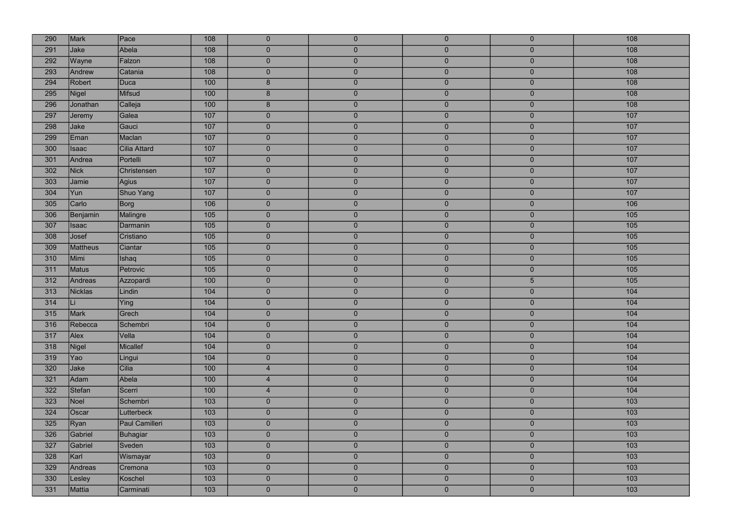| | | | | | | | | |
|---|---|---|---|---|---|---|---|---|
| 290 | Mark | Pace | 108 | 0 | 0 | 0 | 0 | 108 |
| 291 | Jake | Abela | 108 | 0 | 0 | 0 | 0 | 108 |
| 292 | Wayne | Falzon | 108 | 0 | 0 | 0 | 0 | 108 |
| 293 | Andrew | Catania | 108 | 0 | 0 | 0 | 0 | 108 |
| 294 | Robert | Duca | 100 | 8 | 0 | 0 | 0 | 108 |
| 295 | Nigel | Mifsud | 100 | 8 | 0 | 0 | 0 | 108 |
| 296 | Jonathan | Calleja | 100 | 8 | 0 | 0 | 0 | 108 |
| 297 | Jeremy | Galea | 107 | 0 | 0 | 0 | 0 | 107 |
| 298 | Jake | Gauci | 107 | 0 | 0 | 0 | 0 | 107 |
| 299 | Eman | Maclan | 107 | 0 | 0 | 0 | 0 | 107 |
| 300 | Isaac | Cilia Attard | 107 | 0 | 0 | 0 | 0 | 107 |
| 301 | Andrea | Portelli | 107 | 0 | 0 | 0 | 0 | 107 |
| 302 | Nick | Christensen | 107 | 0 | 0 | 0 | 0 | 107 |
| 303 | Jamie | Agius | 107 | 0 | 0 | 0 | 0 | 107 |
| 304 | Yun | Shuo Yang | 107 | 0 | 0 | 0 | 0 | 107 |
| 305 | Carlo | Borg | 106 | 0 | 0 | 0 | 0 | 106 |
| 306 | Benjamin | Malingre | 105 | 0 | 0 | 0 | 0 | 105 |
| 307 | Isaac | Darmanin | 105 | 0 | 0 | 0 | 0 | 105 |
| 308 | Josef | Cristiano | 105 | 0 | 0 | 0 | 0 | 105 |
| 309 | Mattheus | Ciantar | 105 | 0 | 0 | 0 | 0 | 105 |
| 310 | Mimi | Ishaq | 105 | 0 | 0 | 0 | 0 | 105 |
| 311 | Matus | Petrovic | 105 | 0 | 0 | 0 | 0 | 105 |
| 312 | Andreas | Azzopardi | 100 | 0 | 0 | 0 | 5 | 105 |
| 313 | Nicklas | Lindin | 104 | 0 | 0 | 0 | 0 | 104 |
| 314 | Li | Ying | 104 | 0 | 0 | 0 | 0 | 104 |
| 315 | Mark | Grech | 104 | 0 | 0 | 0 | 0 | 104 |
| 316 | Rebecca | Schembri | 104 | 0 | 0 | 0 | 0 | 104 |
| 317 | Alex | Vella | 104 | 0 | 0 | 0 | 0 | 104 |
| 318 | Nigel | Micallef | 104 | 0 | 0 | 0 | 0 | 104 |
| 319 | Yao | Lingui | 104 | 0 | 0 | 0 | 0 | 104 |
| 320 | Jake | Cilia | 100 | 4 | 0 | 0 | 0 | 104 |
| 321 | Adam | Abela | 100 | 4 | 0 | 0 | 0 | 104 |
| 322 | Stefan | Scerri | 100 | 4 | 0 | 0 | 0 | 104 |
| 323 | Noel | Schembri | 103 | 0 | 0 | 0 | 0 | 103 |
| 324 | Oscar | Lutterbeck | 103 | 0 | 0 | 0 | 0 | 103 |
| 325 | Ryan | Paul Camilleri | 103 | 0 | 0 | 0 | 0 | 103 |
| 326 | Gabriel | Buhagiar | 103 | 0 | 0 | 0 | 0 | 103 |
| 327 | Gabriel | Sveden | 103 | 0 | 0 | 0 | 0 | 103 |
| 328 | Karl | Wismayar | 103 | 0 | 0 | 0 | 0 | 103 |
| 329 | Andreas | Cremona | 103 | 0 | 0 | 0 | 0 | 103 |
| 330 | Lesley | Koschel | 103 | 0 | 0 | 0 | 0 | 103 |
| 331 | Mattia | Carminati | 103 | 0 | 0 | 0 | 0 | 103 |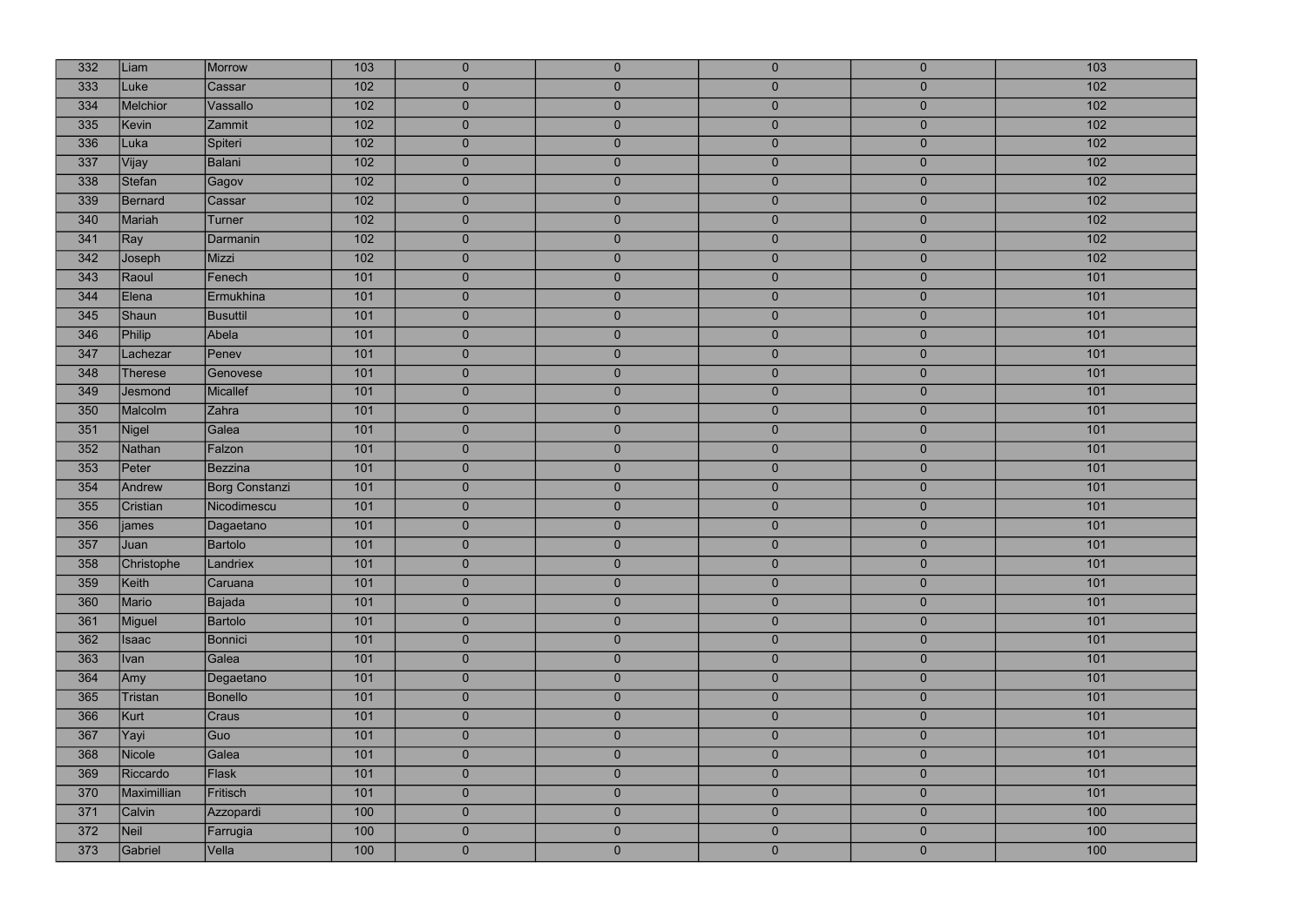| | | | | | | | | |
|---|---|---|---|---|---|---|---|---|
| 332 | Liam | Morrow | 103 | 0 | 0 | 0 | 0 | 103 |
| 333 | Luke | Cassar | 102 | 0 | 0 | 0 | 0 | 102 |
| 334 | Melchior | Vassallo | 102 | 0 | 0 | 0 | 0 | 102 |
| 335 | Kevin | Zammit | 102 | 0 | 0 | 0 | 0 | 102 |
| 336 | Luka | Spiteri | 102 | 0 | 0 | 0 | 0 | 102 |
| 337 | Vijay | Balani | 102 | 0 | 0 | 0 | 0 | 102 |
| 338 | Stefan | Gagov | 102 | 0 | 0 | 0 | 0 | 102 |
| 339 | Bernard | Cassar | 102 | 0 | 0 | 0 | 0 | 102 |
| 340 | Mariah | Turner | 102 | 0 | 0 | 0 | 0 | 102 |
| 341 | Ray | Darmanin | 102 | 0 | 0 | 0 | 0 | 102 |
| 342 | Joseph | Mizzi | 102 | 0 | 0 | 0 | 0 | 102 |
| 343 | Raoul | Fenech | 101 | 0 | 0 | 0 | 0 | 101 |
| 344 | Elena | Ermukhina | 101 | 0 | 0 | 0 | 0 | 101 |
| 345 | Shaun | Busuttil | 101 | 0 | 0 | 0 | 0 | 101 |
| 346 | Philip | Abela | 101 | 0 | 0 | 0 | 0 | 101 |
| 347 | Lachezar | Penev | 101 | 0 | 0 | 0 | 0 | 101 |
| 348 | Therese | Genovese | 101 | 0 | 0 | 0 | 0 | 101 |
| 349 | Jesmond | Micallef | 101 | 0 | 0 | 0 | 0 | 101 |
| 350 | Malcolm | Zahra | 101 | 0 | 0 | 0 | 0 | 101 |
| 351 | Nigel | Galea | 101 | 0 | 0 | 0 | 0 | 101 |
| 352 | Nathan | Falzon | 101 | 0 | 0 | 0 | 0 | 101 |
| 353 | Peter | Bezzina | 101 | 0 | 0 | 0 | 0 | 101 |
| 354 | Andrew | Borg Constanzi | 101 | 0 | 0 | 0 | 0 | 101 |
| 355 | Cristian | Nicodimescu | 101 | 0 | 0 | 0 | 0 | 101 |
| 356 | james | Dagaetano | 101 | 0 | 0 | 0 | 0 | 101 |
| 357 | Juan | Bartolo | 101 | 0 | 0 | 0 | 0 | 101 |
| 358 | Christophe | Landriex | 101 | 0 | 0 | 0 | 0 | 101 |
| 359 | Keith | Caruana | 101 | 0 | 0 | 0 | 0 | 101 |
| 360 | Mario | Bajada | 101 | 0 | 0 | 0 | 0 | 101 |
| 361 | Miguel | Bartolo | 101 | 0 | 0 | 0 | 0 | 101 |
| 362 | Isaac | Bonnici | 101 | 0 | 0 | 0 | 0 | 101 |
| 363 | Ivan | Galea | 101 | 0 | 0 | 0 | 0 | 101 |
| 364 | Amy | Degaetano | 101 | 0 | 0 | 0 | 0 | 101 |
| 365 | Tristan | Bonello | 101 | 0 | 0 | 0 | 0 | 101 |
| 366 | Kurt | Craus | 101 | 0 | 0 | 0 | 0 | 101 |
| 367 | Yayi | Guo | 101 | 0 | 0 | 0 | 0 | 101 |
| 368 | Nicole | Galea | 101 | 0 | 0 | 0 | 0 | 101 |
| 369 | Riccardo | Flask | 101 | 0 | 0 | 0 | 0 | 101 |
| 370 | Maximillian | Fritisch | 101 | 0 | 0 | 0 | 0 | 101 |
| 371 | Calvin | Azzopardi | 100 | 0 | 0 | 0 | 0 | 100 |
| 372 | Neil | Farrugia | 100 | 0 | 0 | 0 | 0 | 100 |
| 373 | Gabriel | Vella | 100 | 0 | 0 | 0 | 0 | 100 |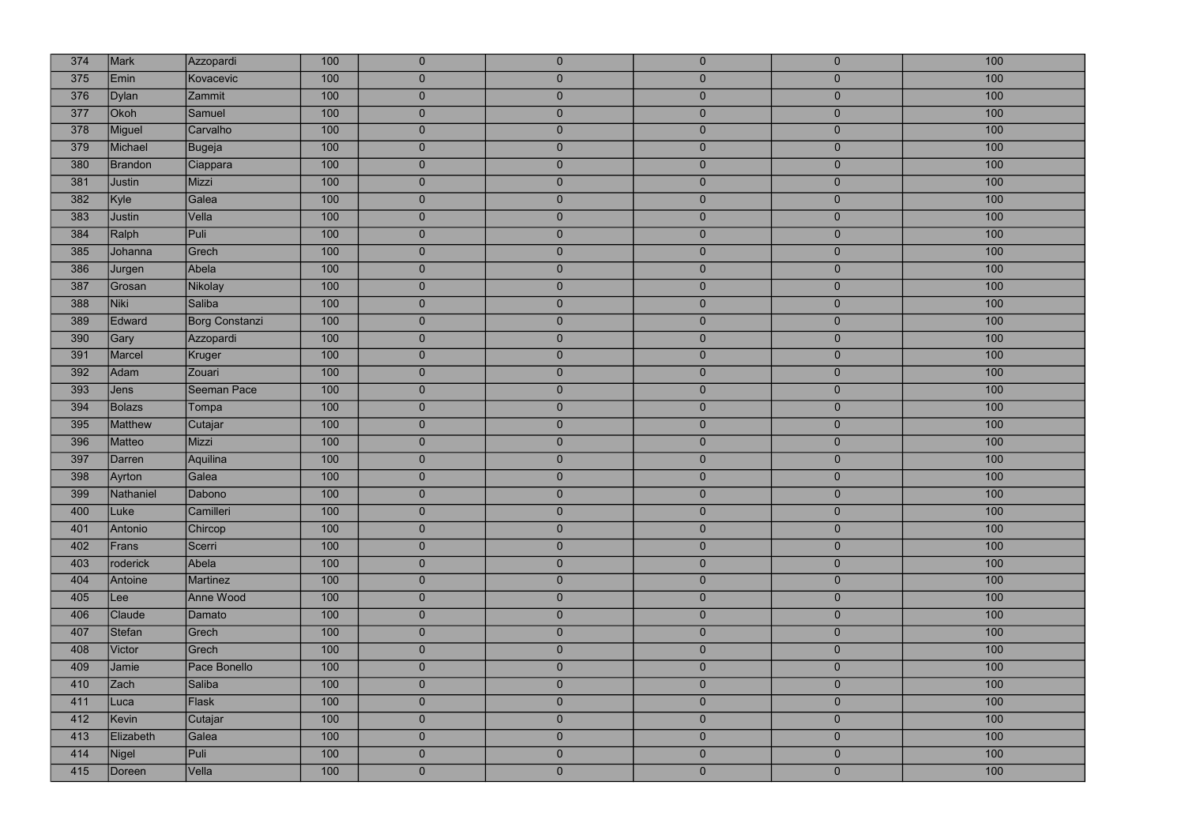| 374 | Mark | Azzopardi | 100 | 0 | 0 | 0 | 0 | 100 |
|---|---|---|---|---|---|---|---|---|
| 375 | Emin | Kovacevic | 100 | 0 | 0 | 0 | 0 | 100 |
| 376 | Dylan | Zammit | 100 | 0 | 0 | 0 | 0 | 100 |
| 377 | Okoh | Samuel | 100 | 0 | 0 | 0 | 0 | 100 |
| 378 | Miguel | Carvalho | 100 | 0 | 0 | 0 | 0 | 100 |
| 379 | Michael | Bugeja | 100 | 0 | 0 | 0 | 0 | 100 |
| 380 | Brandon | Ciappara | 100 | 0 | 0 | 0 | 0 | 100 |
| 381 | Justin | Mizzi | 100 | 0 | 0 | 0 | 0 | 100 |
| 382 | Kyle | Galea | 100 | 0 | 0 | 0 | 0 | 100 |
| 383 | Justin | Vella | 100 | 0 | 0 | 0 | 0 | 100 |
| 384 | Ralph | Puli | 100 | 0 | 0 | 0 | 0 | 100 |
| 385 | Johanna | Grech | 100 | 0 | 0 | 0 | 0 | 100 |
| 386 | Jurgen | Abela | 100 | 0 | 0 | 0 | 0 | 100 |
| 387 | Grosan | Nikolay | 100 | 0 | 0 | 0 | 0 | 100 |
| 388 | Niki | Saliba | 100 | 0 | 0 | 0 | 0 | 100 |
| 389 | Edward | Borg Constanzi | 100 | 0 | 0 | 0 | 0 | 100 |
| 390 | Gary | Azzopardi | 100 | 0 | 0 | 0 | 0 | 100 |
| 391 | Marcel | Kruger | 100 | 0 | 0 | 0 | 0 | 100 |
| 392 | Adam | Zouari | 100 | 0 | 0 | 0 | 0 | 100 |
| 393 | Jens | Seeman Pace | 100 | 0 | 0 | 0 | 0 | 100 |
| 394 | Bolazs | Tompa | 100 | 0 | 0 | 0 | 0 | 100 |
| 395 | Matthew | Cutajar | 100 | 0 | 0 | 0 | 0 | 100 |
| 396 | Matteo | Mizzi | 100 | 0 | 0 | 0 | 0 | 100 |
| 397 | Darren | Aquilina | 100 | 0 | 0 | 0 | 0 | 100 |
| 398 | Ayrton | Galea | 100 | 0 | 0 | 0 | 0 | 100 |
| 399 | Nathaniel | Dabono | 100 | 0 | 0 | 0 | 0 | 100 |
| 400 | Luke | Camilleri | 100 | 0 | 0 | 0 | 0 | 100 |
| 401 | Antonio | Chircop | 100 | 0 | 0 | 0 | 0 | 100 |
| 402 | Frans | Scerri | 100 | 0 | 0 | 0 | 0 | 100 |
| 403 | roderick | Abela | 100 | 0 | 0 | 0 | 0 | 100 |
| 404 | Antoine | Martinez | 100 | 0 | 0 | 0 | 0 | 100 |
| 405 | Lee | Anne Wood | 100 | 0 | 0 | 0 | 0 | 100 |
| 406 | Claude | Damato | 100 | 0 | 0 | 0 | 0 | 100 |
| 407 | Stefan | Grech | 100 | 0 | 0 | 0 | 0 | 100 |
| 408 | Victor | Grech | 100 | 0 | 0 | 0 | 0 | 100 |
| 409 | Jamie | Pace Bonello | 100 | 0 | 0 | 0 | 0 | 100 |
| 410 | Zach | Saliba | 100 | 0 | 0 | 0 | 0 | 100 |
| 411 | Luca | Flask | 100 | 0 | 0 | 0 | 0 | 100 |
| 412 | Kevin | Cutajar | 100 | 0 | 0 | 0 | 0 | 100 |
| 413 | Elizabeth | Galea | 100 | 0 | 0 | 0 | 0 | 100 |
| 414 | Nigel | Puli | 100 | 0 | 0 | 0 | 0 | 100 |
| 415 | Doreen | Vella | 100 | 0 | 0 | 0 | 0 | 100 |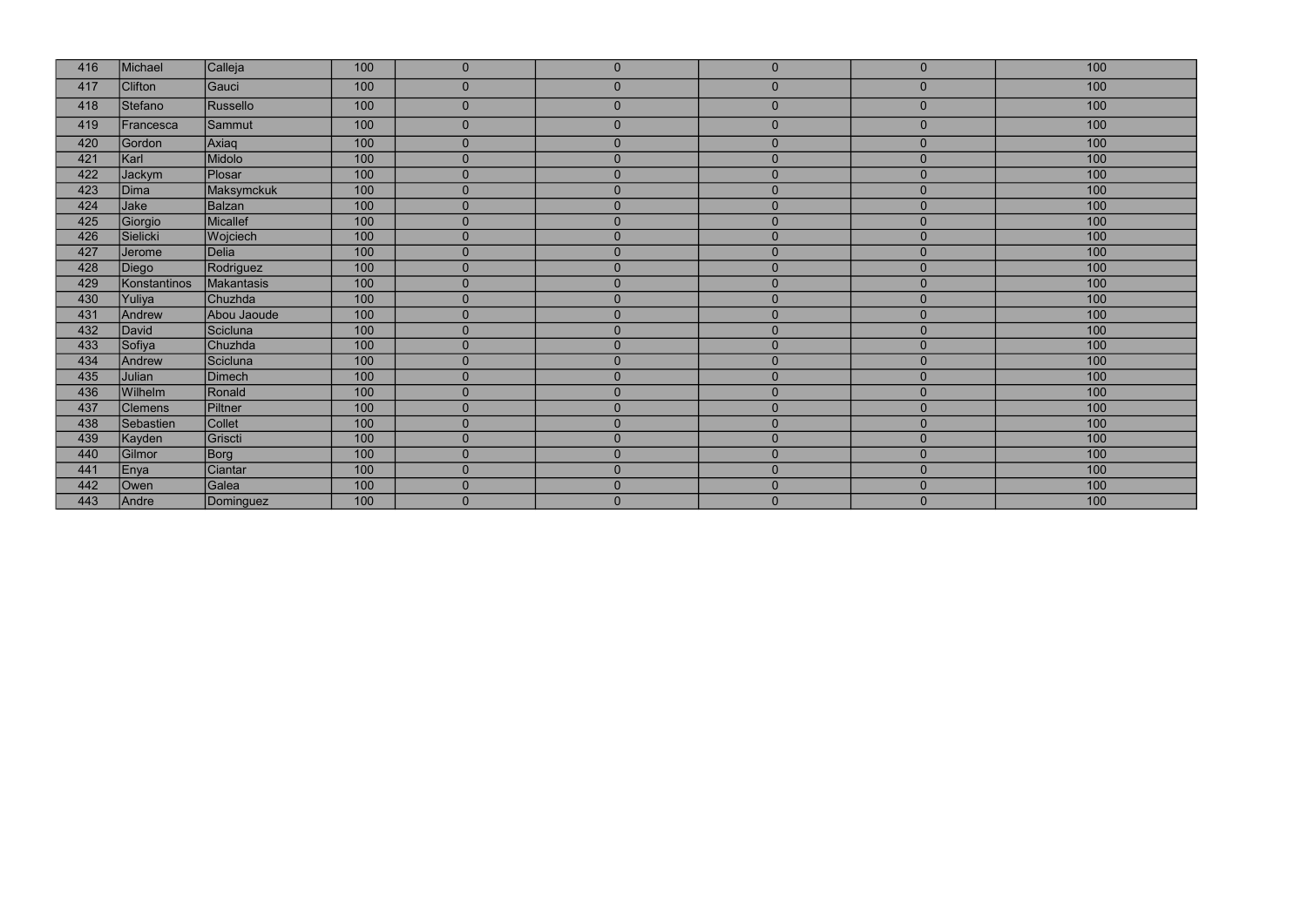| | | | | | | | | |
|---|---|---|---|---|---|---|---|---|
| 416 | Michael | Calleja | 100 | 0 | 0 | 0 | 0 | 100 |
| 417 | Clifton | Gauci | 100 | 0 | 0 | 0 | 0 | 100 |
| 418 | Stefano | Russello | 100 | 0 | 0 | 0 | 0 | 100 |
| 419 | Francesca | Sammut | 100 | 0 | 0 | 0 | 0 | 100 |
| 420 | Gordon | Axiaq | 100 | 0 | 0 | 0 | 0 | 100 |
| 421 | Karl | Midolo | 100 | 0 | 0 | 0 | 0 | 100 |
| 422 | Jackym | Plosar | 100 | 0 | 0 | 0 | 0 | 100 |
| 423 | Dima | Maksymckuk | 100 | 0 | 0 | 0 | 0 | 100 |
| 424 | Jake | Balzan | 100 | 0 | 0 | 0 | 0 | 100 |
| 425 | Giorgio | Micallef | 100 | 0 | 0 | 0 | 0 | 100 |
| 426 | Sielicki | Wojciech | 100 | 0 | 0 | 0 | 0 | 100 |
| 427 | Jerome | Delia | 100 | 0 | 0 | 0 | 0 | 100 |
| 428 | Diego | Rodriguez | 100 | 0 | 0 | 0 | 0 | 100 |
| 429 | Konstantinos | Makantasis | 100 | 0 | 0 | 0 | 0 | 100 |
| 430 | Yuliya | Chuzhda | 100 | 0 | 0 | 0 | 0 | 100 |
| 431 | Andrew | Abou Jaoude | 100 | 0 | 0 | 0 | 0 | 100 |
| 432 | David | Scicluna | 100 | 0 | 0 | 0 | 0 | 100 |
| 433 | Sofiya | Chuzhda | 100 | 0 | 0 | 0 | 0 | 100 |
| 434 | Andrew | Scicluna | 100 | 0 | 0 | 0 | 0 | 100 |
| 435 | Julian | Dimech | 100 | 0 | 0 | 0 | 0 | 100 |
| 436 | Wilhelm | Ronald | 100 | 0 | 0 | 0 | 0 | 100 |
| 437 | Clemens | Piltner | 100 | 0 | 0 | 0 | 0 | 100 |
| 438 | Sebastien | Collet | 100 | 0 | 0 | 0 | 0 | 100 |
| 439 | Kayden | Griscti | 100 | 0 | 0 | 0 | 0 | 100 |
| 440 | Gilmor | Borg | 100 | 0 | 0 | 0 | 0 | 100 |
| 441 | Enya | Ciantar | 100 | 0 | 0 | 0 | 0 | 100 |
| 442 | Owen | Galea | 100 | 0 | 0 | 0 | 0 | 100 |
| 443 | Andre | Dominguez | 100 | 0 | 0 | 0 | 0 | 100 |